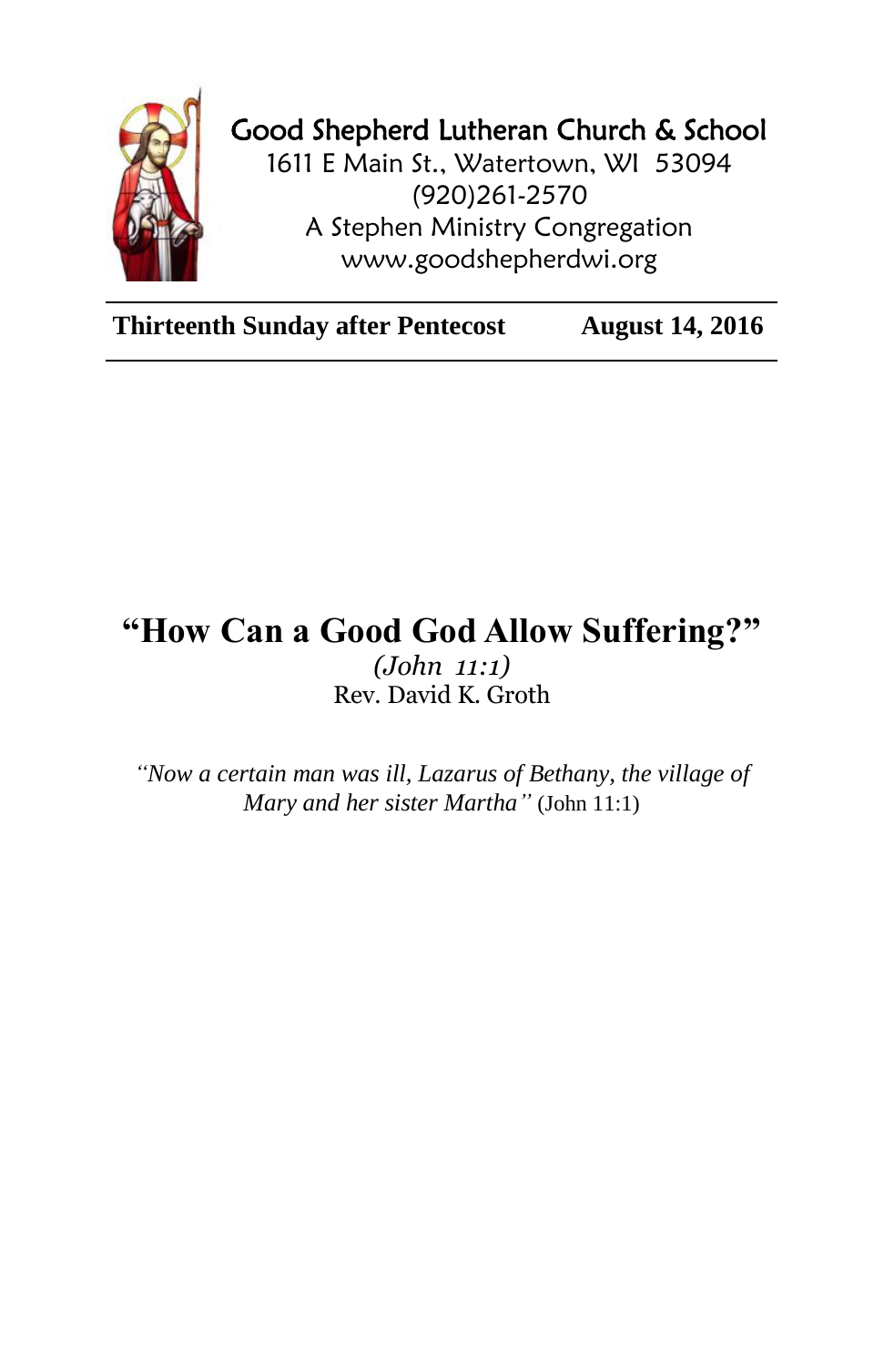Good Shepherd Lutheran Church & School
1611 E Main St., Watertown, WI 53094
(920)261-2570
A Stephen Ministry Congregation
www.goodshepherdwi.org

**Thirteenth Sunday after Pentecost** **August 14, 2016**

# "How Can a Good God Allow Suffering?"

*(John 11:1)*

Rev. David K. Groth

*"Now a certain man was ill, Lazarus of Bethany, the village of Mary and her sister Martha"* (John 11:1)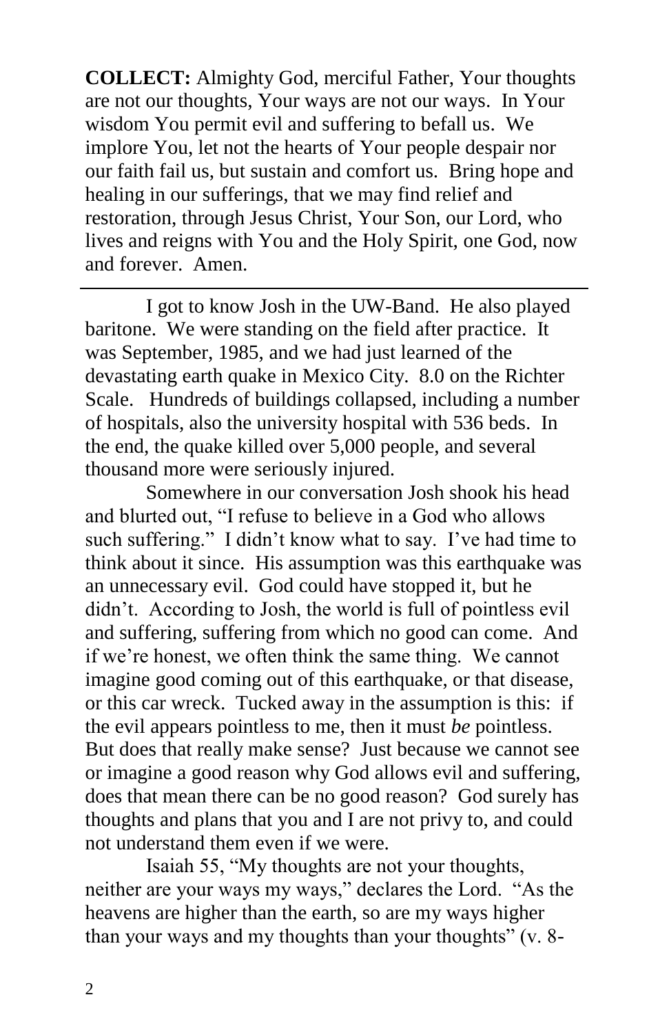**COLLECT:** Almighty God, merciful Father, Your thoughts are not our thoughts, Your ways are not our ways. In Your wisdom You permit evil and suffering to befall us. We implore You, let not the hearts of Your people despair nor our faith fail us, but sustain and comfort us. Bring hope and healing in our sufferings, that we may find relief and restoration, through Jesus Christ, Your Son, our Lord, who lives and reigns with You and the Holy Spirit, one God, now and forever. Amen.

---

I got to know Josh in the UW-Band. He also played baritone. We were standing on the field after practice. It was September, 1985, and we had just learned of the devastating earth quake in Mexico City. 8.0 on the Richter Scale. Hundreds of buildings collapsed, including a number of hospitals, also the university hospital with 536 beds. In the end, the quake killed over 5,000 people, and several thousand more were seriously injured.

Somewhere in our conversation Josh shook his head and blurted out, "I refuse to believe in a God who allows such suffering." I didn't know what to say. I've had time to think about it since. His assumption was this earthquake was an unnecessary evil. God could have stopped it, but he didn't. According to Josh, the world is full of pointless evil and suffering, suffering from which no good can come. And if we're honest, we often think the same thing. We cannot imagine good coming out of this earthquake, or that disease, or this car wreck. Tucked away in the assumption is this: if the evil appears pointless to me, then it must *be* pointless. But does that really make sense? Just because we cannot see or imagine a good reason why God allows evil and suffering, does that mean there can be no good reason? God surely has thoughts and plans that you and I are not privy to, and could not understand them even if we were.

Isaiah 55, "My thoughts are not your thoughts, neither are your ways my ways," declares the Lord. "As the heavens are higher than the earth, so are my ways higher than your ways and my thoughts than your thoughts" (v. 8-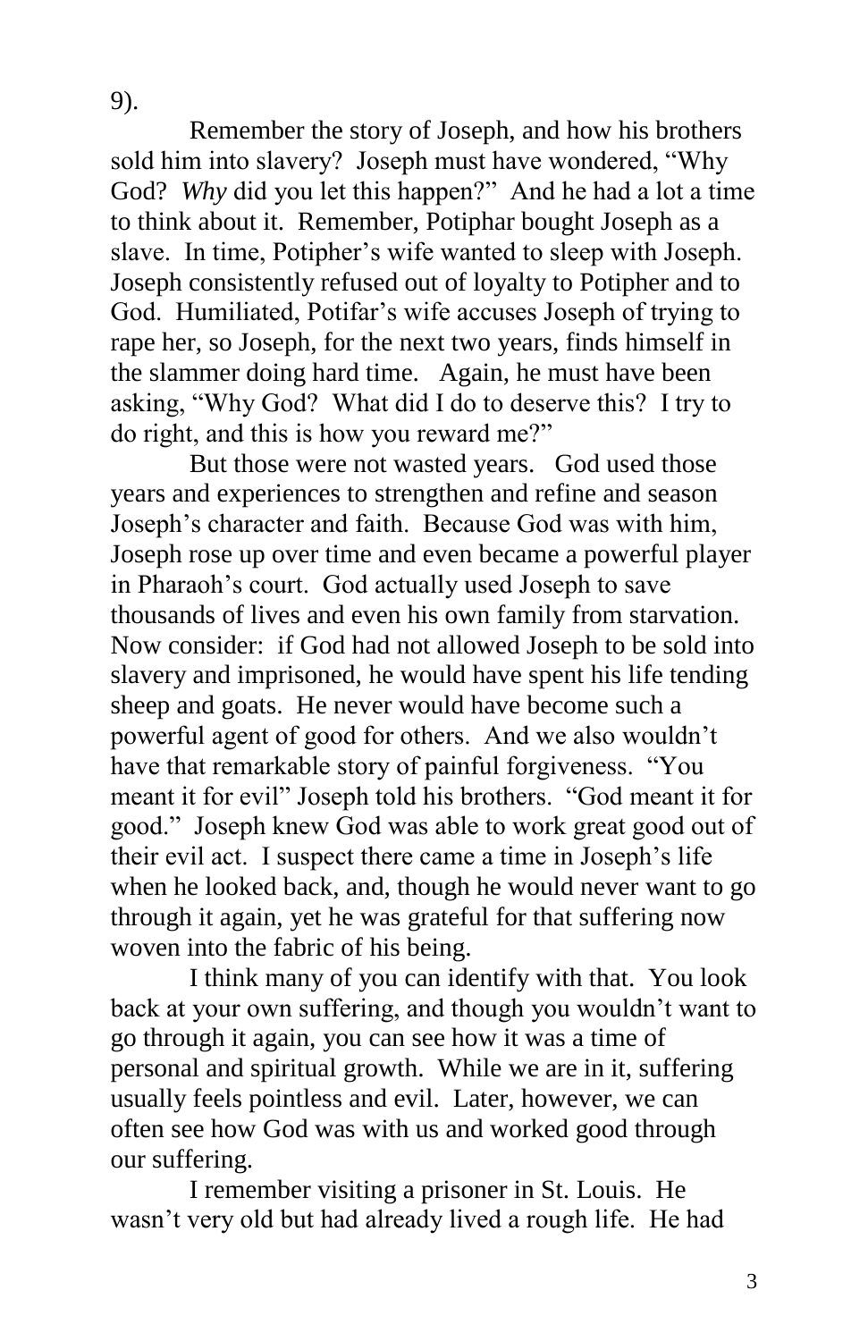9).

Remember the story of Joseph, and how his brothers sold him into slavery? Joseph must have wondered, "Why God? *Why* did you let this happen?" And he had a lot a time to think about it. Remember, Potiphar bought Joseph as a slave. In time, Potipher's wife wanted to sleep with Joseph. Joseph consistently refused out of loyalty to Potipher and to God. Humiliated, Potifar's wife accuses Joseph of trying to rape her, so Joseph, for the next two years, finds himself in the slammer doing hard time. Again, he must have been asking, "Why God? What did I do to deserve this? I try to do right, and this is how you reward me?"

But those were not wasted years. God used those years and experiences to strengthen and refine and season Joseph's character and faith. Because God was with him, Joseph rose up over time and even became a powerful player in Pharaoh's court. God actually used Joseph to save thousands of lives and even his own family from starvation. Now consider: if God had not allowed Joseph to be sold into slavery and imprisoned, he would have spent his life tending sheep and goats. He never would have become such a powerful agent of good for others. And we also wouldn't have that remarkable story of painful forgiveness. "You meant it for evil" Joseph told his brothers. "God meant it for good." Joseph knew God was able to work great good out of their evil act. I suspect there came a time in Joseph's life when he looked back, and, though he would never want to go through it again, yet he was grateful for that suffering now woven into the fabric of his being.

I think many of you can identify with that. You look back at your own suffering, and though you wouldn't want to go through it again, you can see how it was a time of personal and spiritual growth. While we are in it, suffering usually feels pointless and evil. Later, however, we can often see how God was with us and worked good through our suffering.

I remember visiting a prisoner in St. Louis. He wasn't very old but had already lived a rough life. He had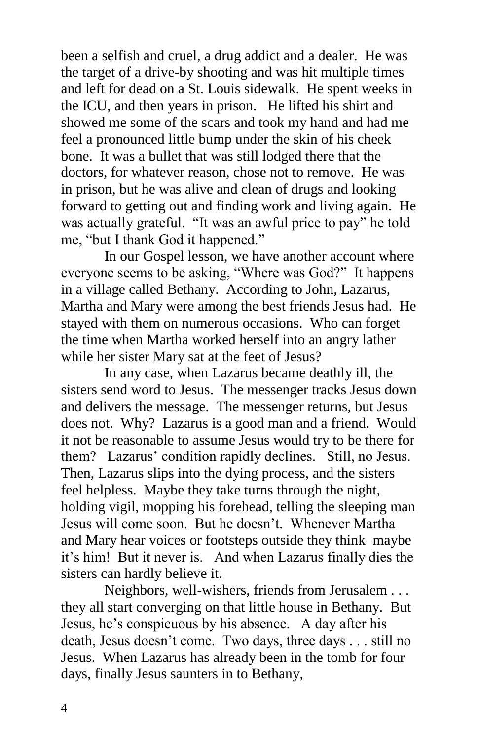been a selfish and cruel, a drug addict and a dealer. He was the target of a drive-by shooting and was hit multiple times and left for dead on a St. Louis sidewalk. He spent weeks in the ICU, and then years in prison. He lifted his shirt and showed me some of the scars and took my hand and had me feel a pronounced little bump under the skin of his cheek bone. It was a bullet that was still lodged there that the doctors, for whatever reason, chose not to remove. He was in prison, but he was alive and clean of drugs and looking forward to getting out and finding work and living again. He was actually grateful. "It was an awful price to pay" he told me, "but I thank God it happened."

In our Gospel lesson, we have another account where everyone seems to be asking, "Where was God?" It happens in a village called Bethany. According to John, Lazarus, Martha and Mary were among the best friends Jesus had. He stayed with them on numerous occasions. Who can forget the time when Martha worked herself into an angry lather while her sister Mary sat at the feet of Jesus?

In any case, when Lazarus became deathly ill, the sisters send word to Jesus. The messenger tracks Jesus down and delivers the message. The messenger returns, but Jesus does not. Why? Lazarus is a good man and a friend. Would it not be reasonable to assume Jesus would try to be there for them? Lazarus' condition rapidly declines. Still, no Jesus. Then, Lazarus slips into the dying process, and the sisters feel helpless. Maybe they take turns through the night, holding vigil, mopping his forehead, telling the sleeping man Jesus will come soon. But he doesn't. Whenever Martha and Mary hear voices or footsteps outside they think maybe it's him! But it never is. And when Lazarus finally dies the sisters can hardly believe it.

Neighbors, well-wishers, friends from Jerusalem . . . they all start converging on that little house in Bethany. But Jesus, he's conspicuous by his absence. A day after his death, Jesus doesn't come. Two days, three days . . . still no Jesus. When Lazarus has already been in the tomb for four days, finally Jesus saunters in to Bethany,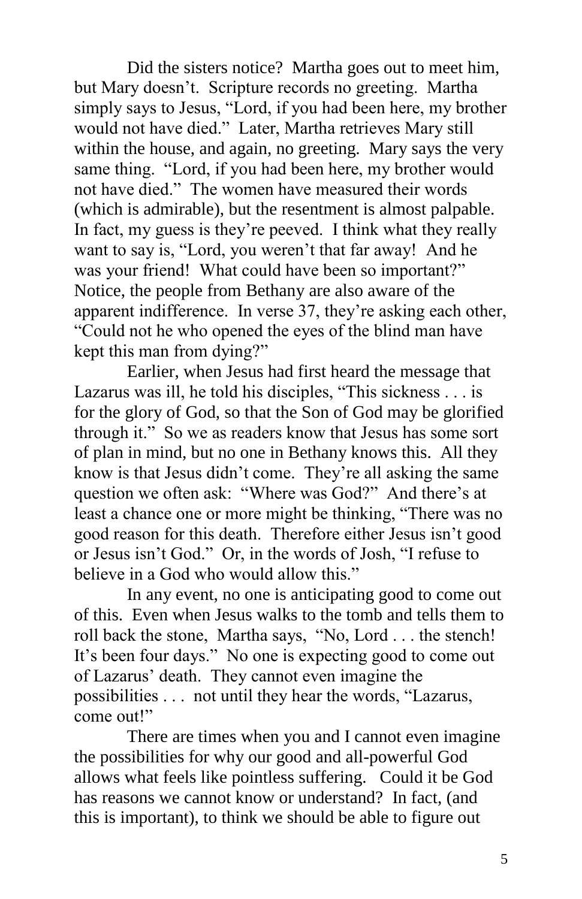Did the sisters notice? Martha goes out to meet him, but Mary doesn't. Scripture records no greeting. Martha simply says to Jesus, "Lord, if you had been here, my brother would not have died." Later, Martha retrieves Mary still within the house, and again, no greeting. Mary says the very same thing. "Lord, if you had been here, my brother would not have died." The women have measured their words (which is admirable), but the resentment is almost palpable. In fact, my guess is they're peeved. I think what they really want to say is, "Lord, you weren't that far away! And he was your friend! What could have been so important?" Notice, the people from Bethany are also aware of the apparent indifference. In verse 37, they're asking each other, "Could not he who opened the eyes of the blind man have kept this man from dying?"

Earlier, when Jesus had first heard the message that Lazarus was ill, he told his disciples, "This sickness . . . is for the glory of God, so that the Son of God may be glorified through it." So we as readers know that Jesus has some sort of plan in mind, but no one in Bethany knows this. All they know is that Jesus didn't come. They're all asking the same question we often ask: "Where was God?" And there's at least a chance one or more might be thinking, "There was no good reason for this death. Therefore either Jesus isn't good or Jesus isn't God." Or, in the words of Josh, "I refuse to believe in a God who would allow this."

In any event, no one is anticipating good to come out of this. Even when Jesus walks to the tomb and tells them to roll back the stone, Martha says, "No, Lord . . . the stench! It's been four days." No one is expecting good to come out of Lazarus' death. They cannot even imagine the possibilities . . . not until they hear the words, "Lazarus, come out!"

There are times when you and I cannot even imagine the possibilities for why our good and all-powerful God allows what feels like pointless suffering. Could it be God has reasons we cannot know or understand? In fact, (and this is important), to think we should be able to figure out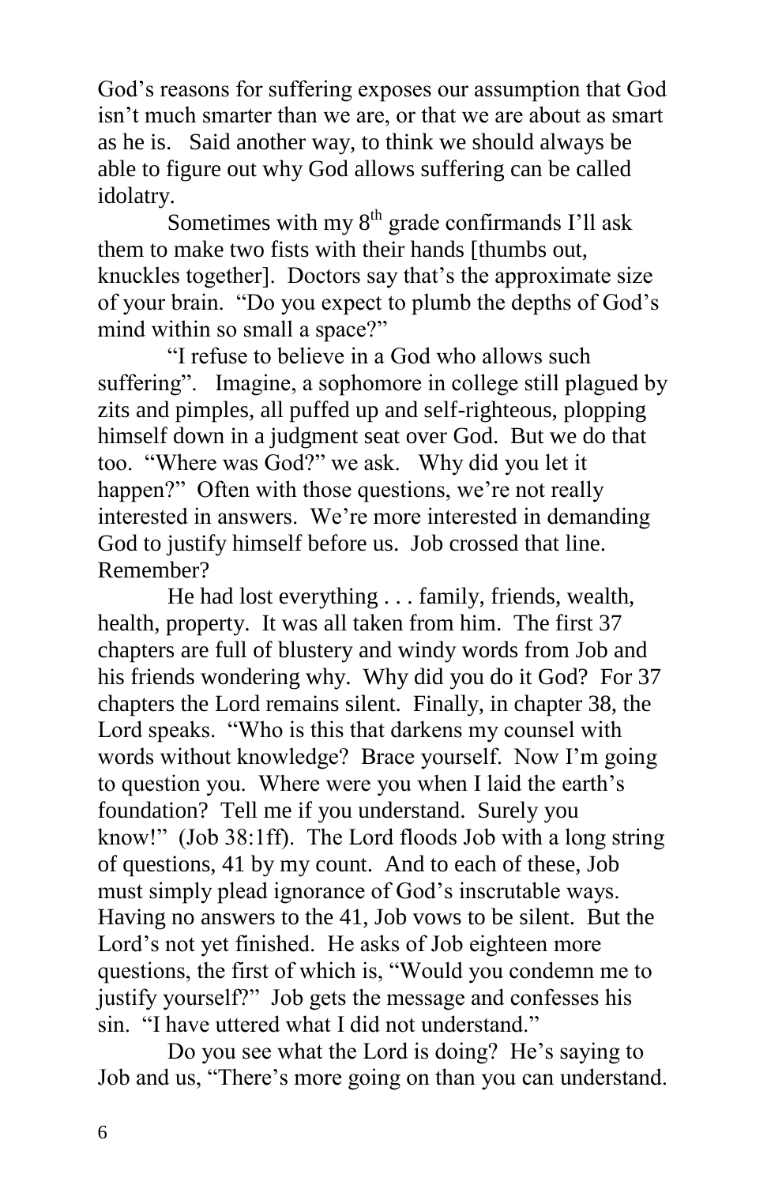God's reasons for suffering exposes our assumption that God isn't much smarter than we are, or that we are about as smart as he is. Said another way, to think we should always be able to figure out why God allows suffering can be called idolatry.

Sometimes with my 8th grade confirmands I'll ask them to make two fists with their hands [thumbs out, knuckles together]. Doctors say that's the approximate size of your brain. "Do you expect to plumb the depths of God's mind within so small a space?"

"I refuse to believe in a God who allows such suffering". Imagine, a sophomore in college still plagued by zits and pimples, all puffed up and self-righteous, plopping himself down in a judgment seat over God. But we do that too. "Where was God?" we ask. Why did you let it happen?" Often with those questions, we're not really interested in answers. We're more interested in demanding God to justify himself before us. Job crossed that line. Remember?

He had lost everything . . . family, friends, wealth, health, property. It was all taken from him. The first 37 chapters are full of blustery and windy words from Job and his friends wondering why. Why did you do it God? For 37 chapters the Lord remains silent. Finally, in chapter 38, the Lord speaks. "Who is this that darkens my counsel with words without knowledge? Brace yourself. Now I'm going to question you. Where were you when I laid the earth's foundation? Tell me if you understand. Surely you know!" (Job 38:1ff). The Lord floods Job with a long string of questions, 41 by my count. And to each of these, Job must simply plead ignorance of God's inscrutable ways. Having no answers to the 41, Job vows to be silent. But the Lord's not yet finished. He asks of Job eighteen more questions, the first of which is, "Would you condemn me to justify yourself?" Job gets the message and confesses his sin. "I have uttered what I did not understand."

Do you see what the Lord is doing? He's saying to Job and us, "There's more going on than you can understand.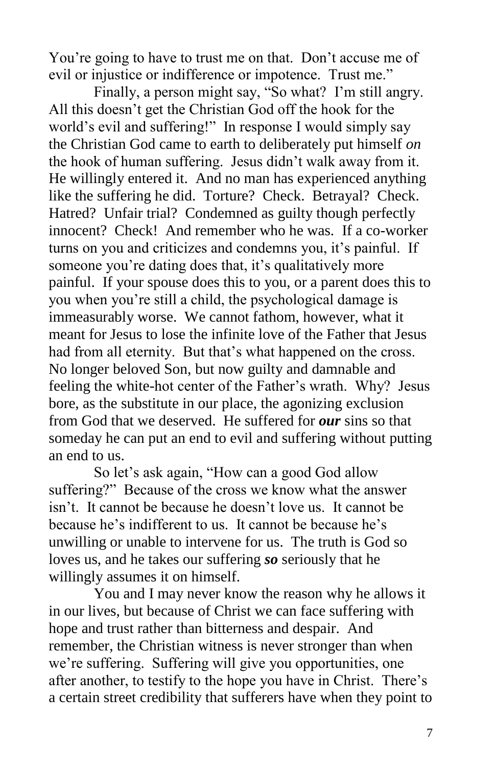You're going to have to trust me on that. Don't accuse me of evil or injustice or indifference or impotence. Trust me."

Finally, a person might say, "So what? I'm still angry. All this doesn't get the Christian God off the hook for the world's evil and suffering!" In response I would simply say the Christian God came to earth to deliberately put himself *on* the hook of human suffering. Jesus didn't walk away from it. He willingly entered it. And no man has experienced anything like the suffering he did. Torture? Check. Betrayal? Check. Hatred? Unfair trial? Condemned as guilty though perfectly innocent? Check! And remember who he was. If a co-worker turns on you and criticizes and condemns you, it's painful. If someone you're dating does that, it's qualitatively more painful. If your spouse does this to you, or a parent does this to you when you're still a child, the psychological damage is immeasurably worse. We cannot fathom, however, what it meant for Jesus to lose the infinite love of the Father that Jesus had from all eternity. But that's what happened on the cross. No longer beloved Son, but now guilty and damnable and feeling the white-hot center of the Father's wrath. Why? Jesus bore, as the substitute in our place, the agonizing exclusion from God that we deserved. He suffered for ***our*** sins so that someday he can put an end to evil and suffering without putting an end to us.

So let's ask again, "How can a good God allow suffering?" Because of the cross we know what the answer isn't. It cannot be because he doesn't love us. It cannot be because he's indifferent to us. It cannot be because he's unwilling or unable to intervene for us. The truth is God so loves us, and he takes our suffering ***so*** seriously that he willingly assumes it on himself.

You and I may never know the reason why he allows it in our lives, but because of Christ we can face suffering with hope and trust rather than bitterness and despair. And remember, the Christian witness is never stronger than when we're suffering. Suffering will give you opportunities, one after another, to testify to the hope you have in Christ. There's a certain street credibility that sufferers have when they point to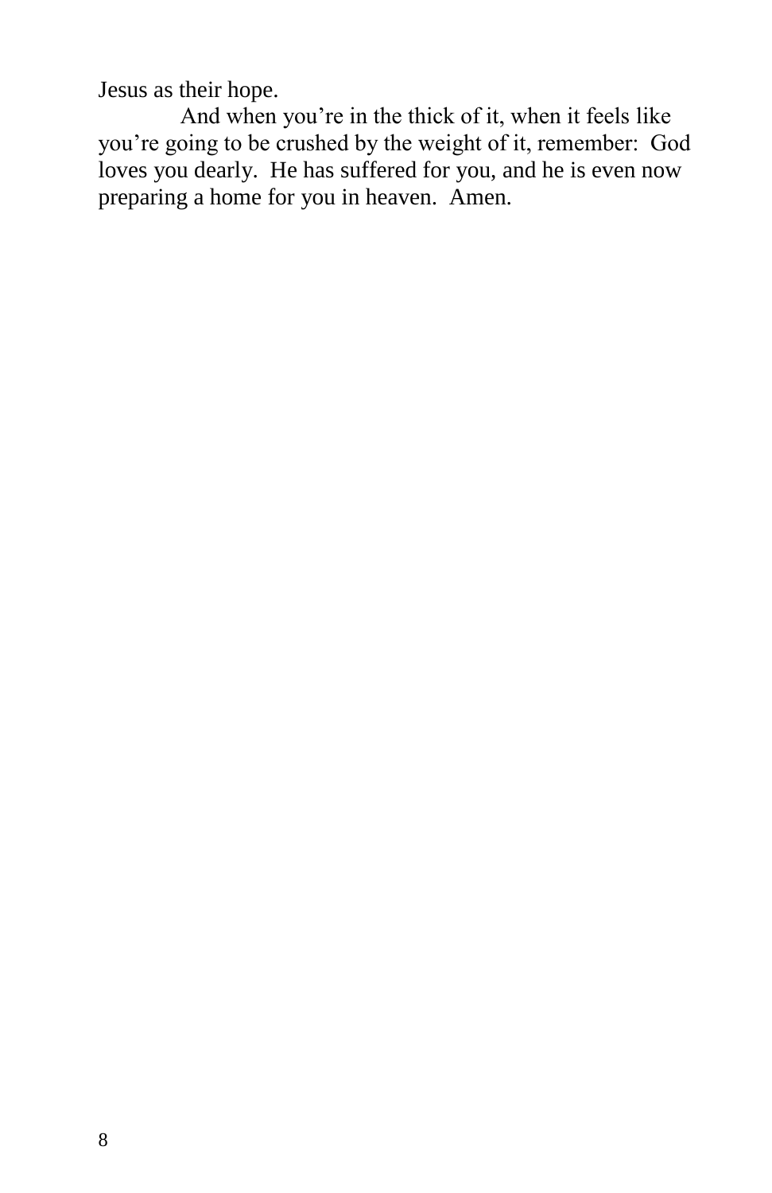Jesus as their hope.

And when you're in the thick of it, when it feels like you're going to be crushed by the weight of it, remember: God loves you dearly. He has suffered for you, and he is even now preparing a home for you in heaven. Amen.